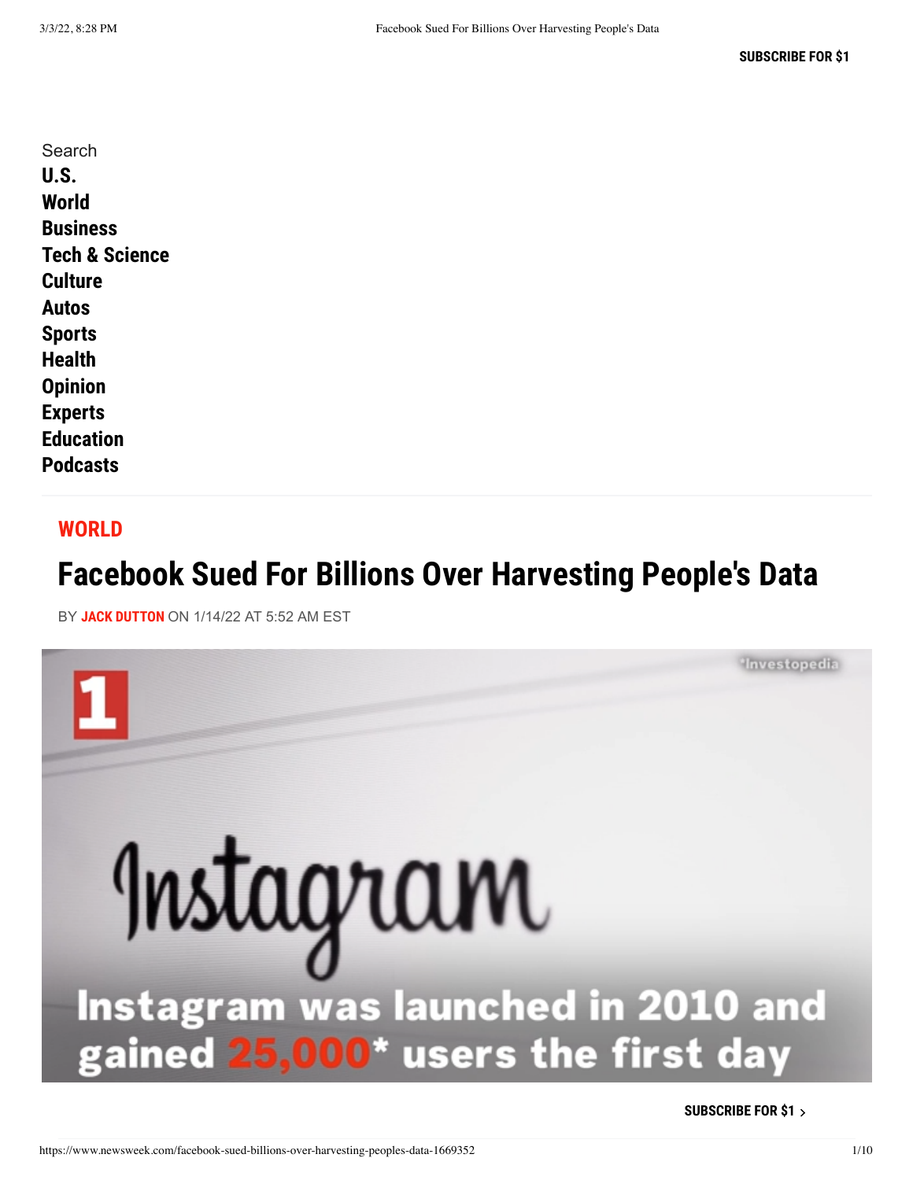SUBSCRIBE FOR $1

Search

**U.S.**
**World**
**Business**
**Tech & Science**
**Culture**
**Autos**
**Sports**
**Health**
**Opinion**
**Experts**
**Education**
**Podcasts**

**WORLD**

# Facebook Sued For Billions Over Harvesting People's Data

BY **JACK DUTTON** ON 1/14/22 AT 5:52 AM EST

Instagram was launched in 2010 and gained 25,000* users the first day

**SUBSCRIBE FOR $1 ›**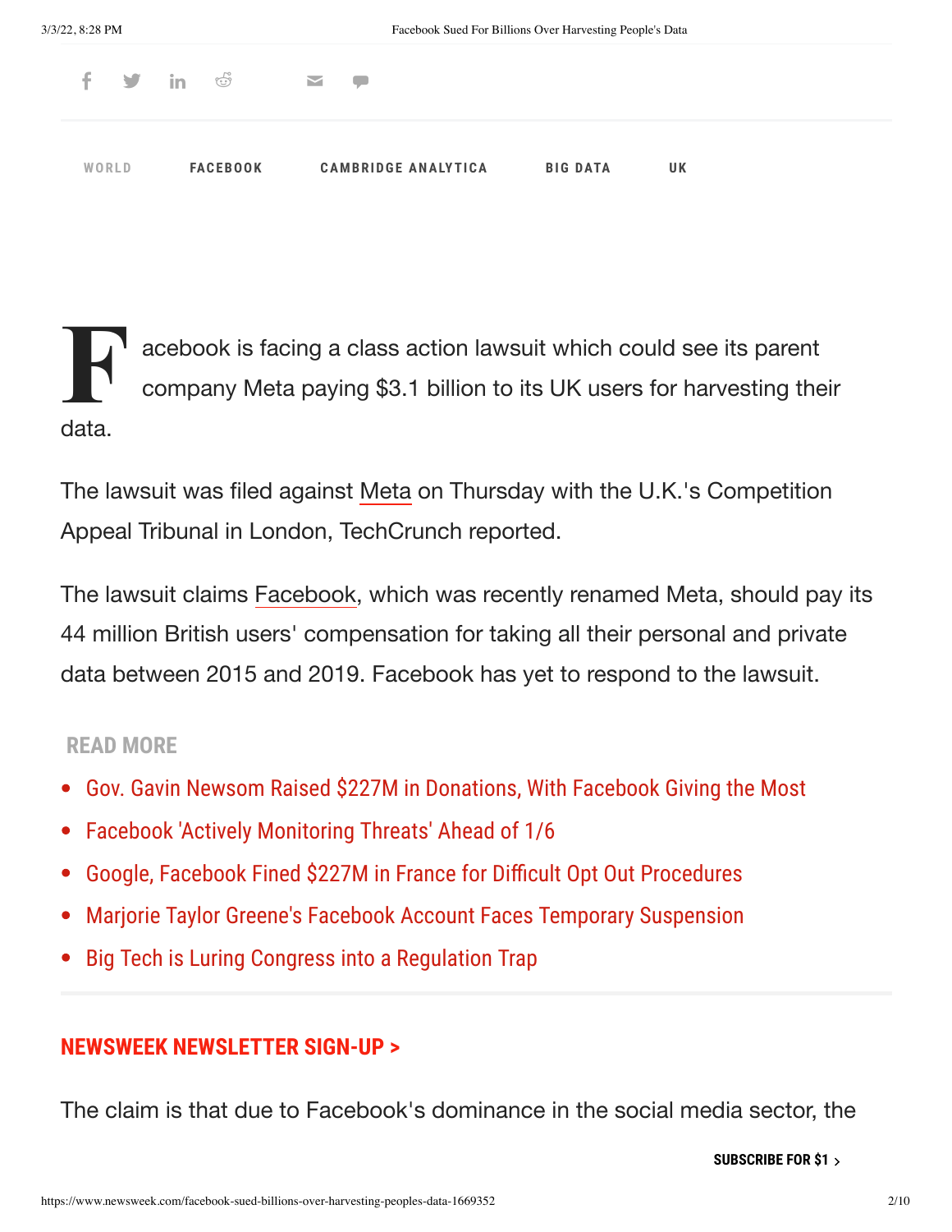WORLD FACEBOOK CAMBRIDGE ANALYTICA BIG DATA UK

Facebook is facing a class action lawsuit which could see its parent company Meta paying $3.1 billion to its UK users for harvesting their data.

The lawsuit was filed against Meta on Thursday with the U.K.'s Competition Appeal Tribunal in London, TechCrunch reported.

The lawsuit claims Facebook, which was recently renamed Meta, should pay its 44 million British users' compensation for taking all their personal and private data between 2015 and 2019. Facebook has yet to respond to the lawsuit.

**READ MORE**

- Gov. Gavin Newsom Raised $227M in Donations, With Facebook Giving the Most
- Facebook 'Actively Monitoring Threats' Ahead of 1/6
- Google, Facebook Fined $227M in France for Difficult Opt Out Procedures
- Marjorie Taylor Greene's Facebook Account Faces Temporary Suspension
- Big Tech is Luring Congress into a Regulation Trap

**NEWSWEEK NEWSLETTER SIGN-UP >**

The claim is that due to Facebook's dominance in the social media sector, the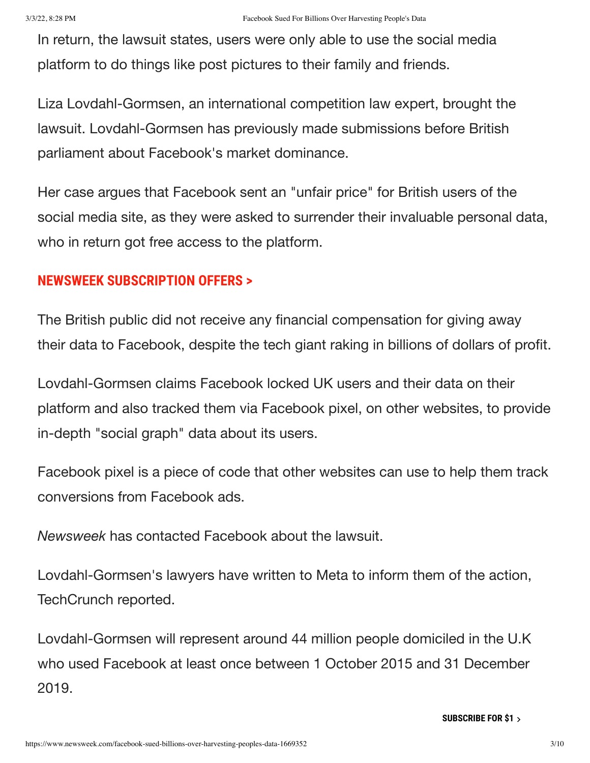In return, the lawsuit states, users were only able to use the social media platform to do things like post pictures to their family and friends.

Liza Lovdahl-Gormsen, an international competition law expert, brought the lawsuit. Lovdahl-Gormsen has previously made submissions before British parliament about Facebook's market dominance.

Her case argues that Facebook sent an "unfair price" for British users of the social media site, as they were asked to surrender their invaluable personal data, who in return got free access to the platform.

**NEWSWEEK SUBSCRIPTION OFFERS >**

The British public did not receive any financial compensation for giving away their data to Facebook, despite the tech giant raking in billions of dollars of profit.

Lovdahl-Gormsen claims Facebook locked UK users and their data on their platform and also tracked them via Facebook pixel, on other websites, to provide in-depth "social graph" data about its users.

Facebook pixel is a piece of code that other websites can use to help them track conversions from Facebook ads.

*Newsweek* has contacted Facebook about the lawsuit.

Lovdahl-Gormsen's lawyers have written to Meta to inform them of the action, TechCrunch reported.

Lovdahl-Gormsen will represent around 44 million people domiciled in the U.K who used Facebook at least once between 1 October 2015 and 31 December 2019.

**SUBSCRIBE FOR $1 >**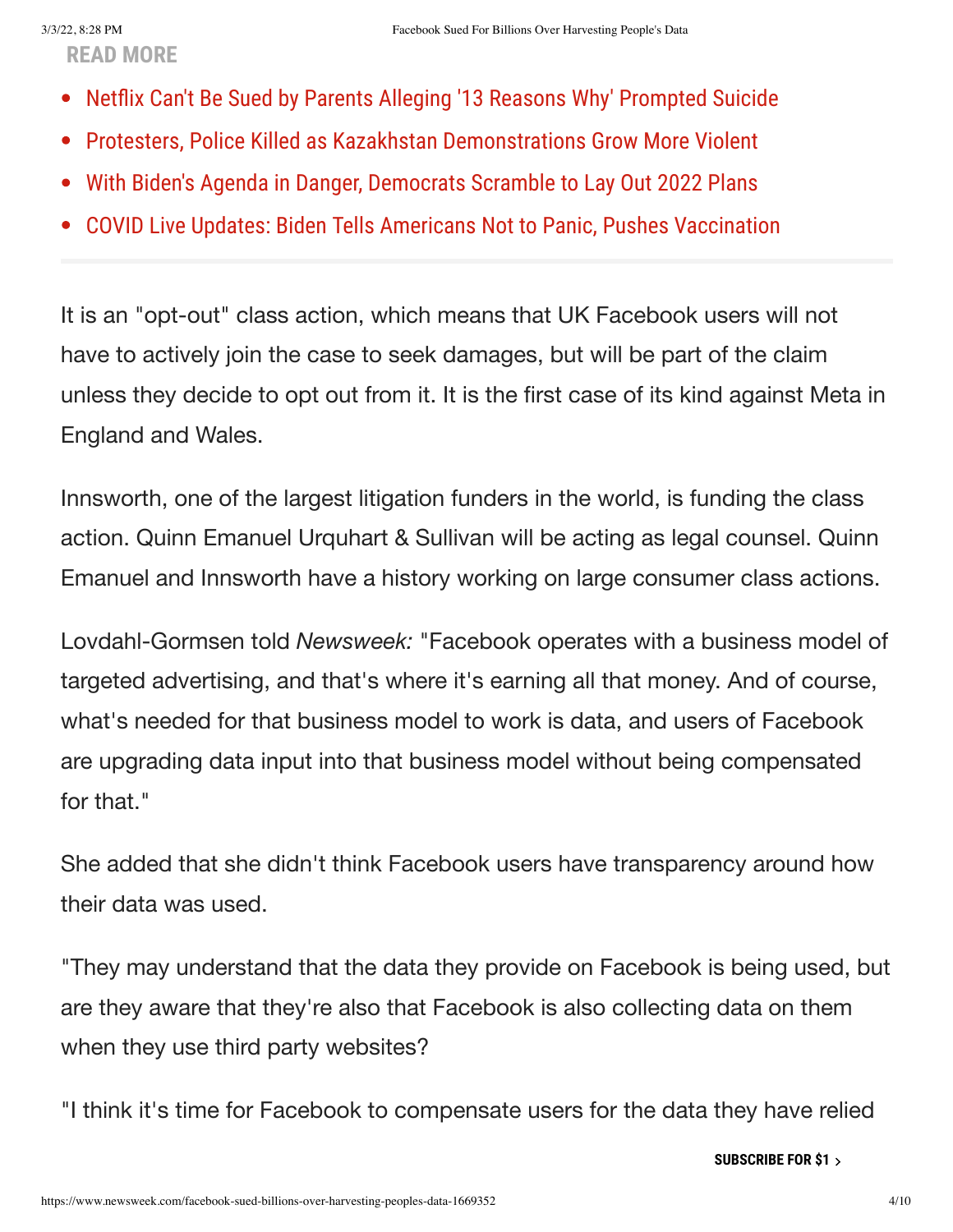**READ MORE**

- Netflix Can't Be Sued by Parents Alleging '13 Reasons Why' Prompted Suicide
- Protesters, Police Killed as Kazakhstan Demonstrations Grow More Violent
- With Biden's Agenda in Danger, Democrats Scramble to Lay Out 2022 Plans
- COVID Live Updates: Biden Tells Americans Not to Panic, Pushes Vaccination

It is an "opt-out" class action, which means that UK Facebook users will not have to actively join the case to seek damages, but will be part of the claim unless they decide to opt out from it. It is the first case of its kind against Meta in England and Wales.

Innsworth, one of the largest litigation funders in the world, is funding the class action. Quinn Emanuel Urquhart & Sullivan will be acting as legal counsel. Quinn Emanuel and Innsworth have a history working on large consumer class actions.

Lovdahl-Gormsen told *Newsweek:* "Facebook operates with a business model of targeted advertising, and that's where it's earning all that money. And of course, what's needed for that business model to work is data, and users of Facebook are upgrading data input into that business model without being compensated for that."

She added that she didn't think Facebook users have transparency around how their data was used.

"They may understand that the data they provide on Facebook is being used, but are they aware that they're also that Facebook is also collecting data on them when they use third party websites?

"I think it's time for Facebook to compensate users for the data they have relied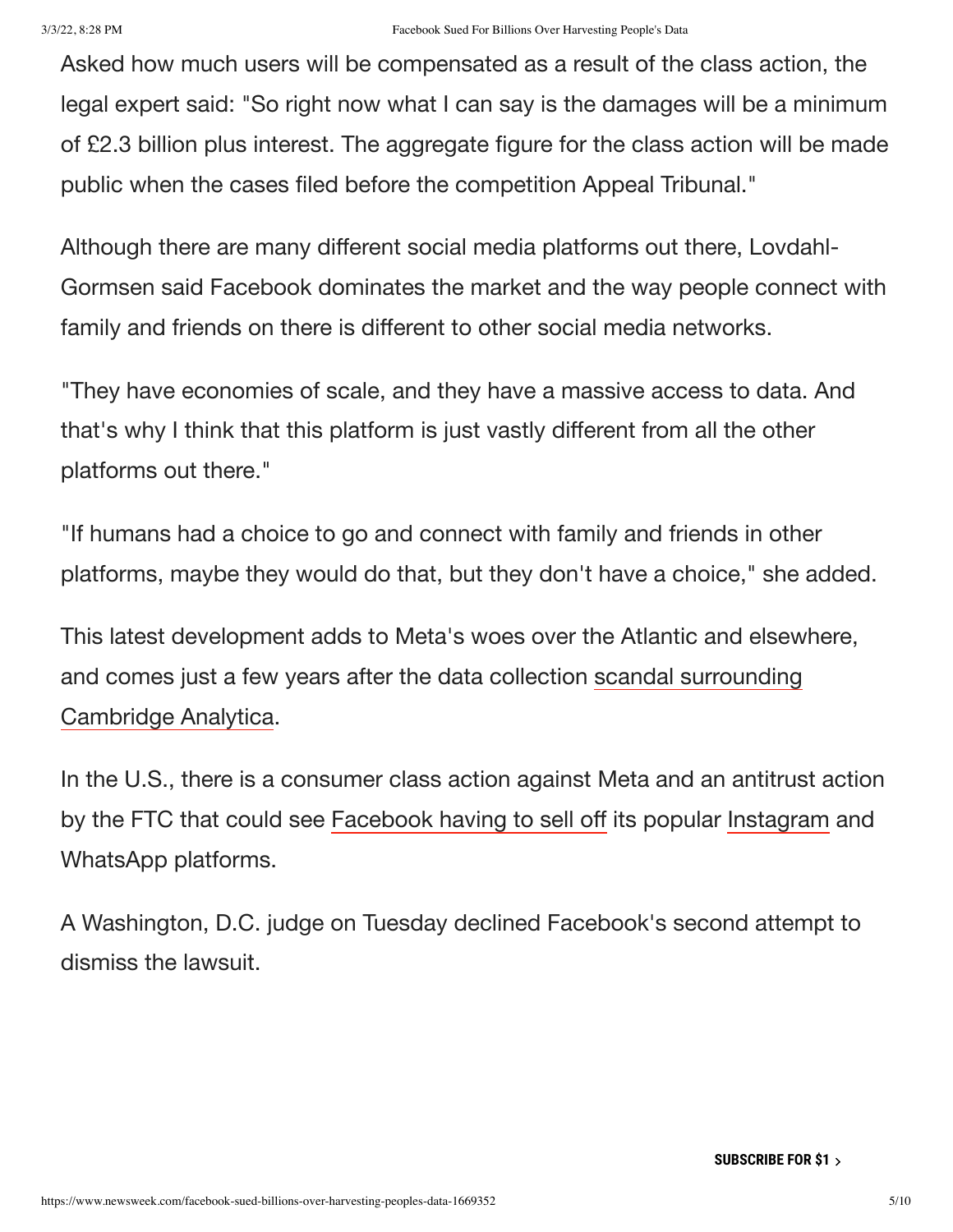Asked how much users will be compensated as a result of the class action, the legal expert said: "So right now what I can say is the damages will be a minimum of £2.3 billion plus interest. The aggregate figure for the class action will be made public when the cases filed before the competition Appeal Tribunal."

Although there are many different social media platforms out there, Lovdahl-Gormsen said Facebook dominates the market and the way people connect with family and friends on there is different to other social media networks.

"They have economies of scale, and they have a massive access to data. And that's why I think that this platform is just vastly different from all the other platforms out there."

"If humans had a choice to go and connect with family and friends in other platforms, maybe they would do that, but they don't have a choice," she added.

This latest development adds to Meta's woes over the Atlantic and elsewhere, and comes just a few years after the data collection scandal surrounding Cambridge Analytica.

In the U.S., there is a consumer class action against Meta and an antitrust action by the FTC that could see Facebook having to sell off its popular Instagram and WhatsApp platforms.

A Washington, D.C. judge on Tuesday declined Facebook's second attempt to dismiss the lawsuit.

**SUBSCRIBE FOR $1 >**